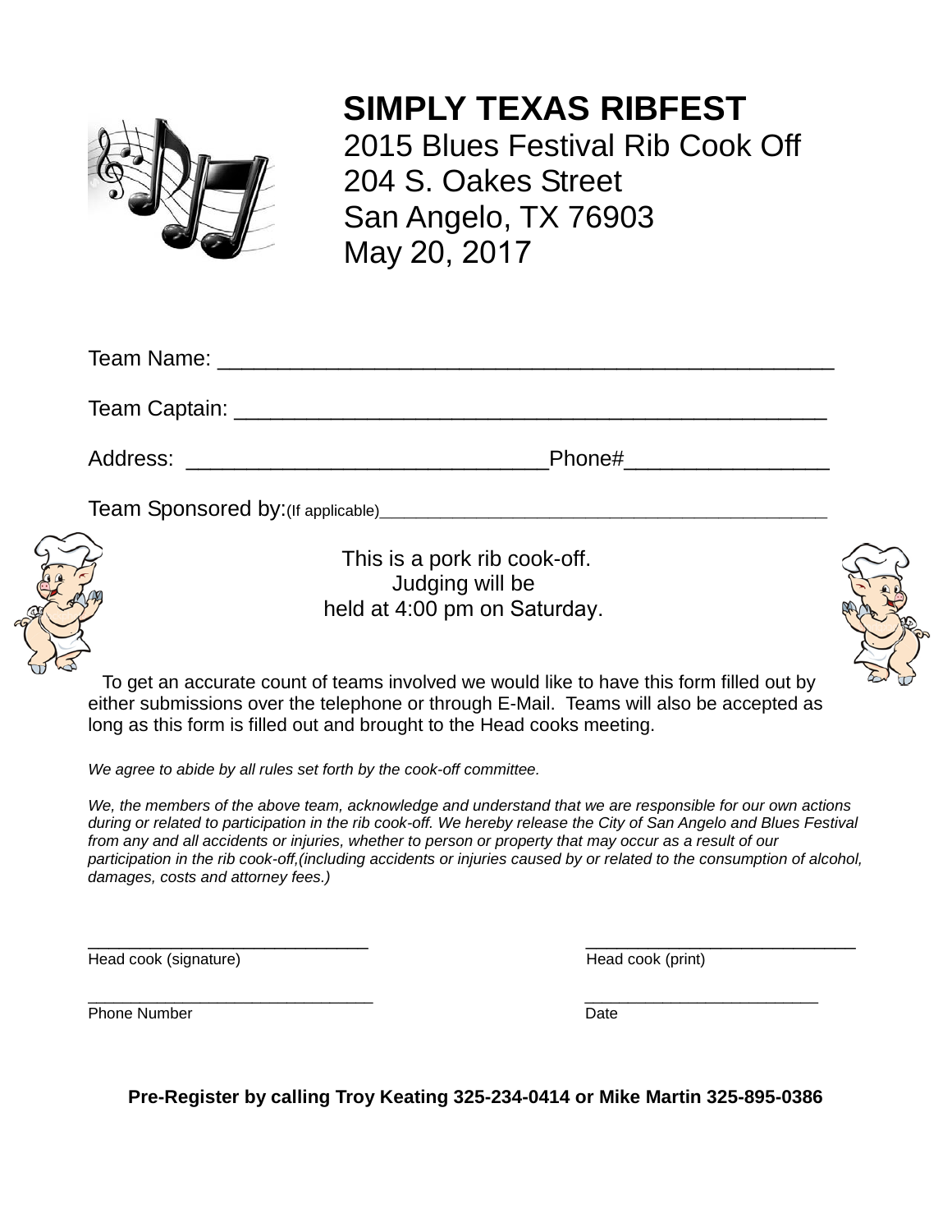# SIMPLY TEXAS RIBFEST

2015 Blues Festival Rib Cook Off
204 S. Oakes Street
San Angelo, TX 76903
May 20, 2017

Team Name: ___________________________________________________

Team Captain: _________________________________________________

Address: _____________________________Phone#________________

Team Sponsored by:(If applicable)_______________________________________________

This is a pork rib cook-off.
Judging will be
held at 4:00 pm on Saturday.

To get an accurate count of teams involved we would like to have this form filled out by either submissions over the telephone or through E-Mail. Teams will also be accepted as long as this form is filled out and brought to the Head cooks meeting.

*We agree to abide by all rules set forth by the cook-off committee.*

*We, the members of the above team, acknowledge and understand that we are responsible for our own actions during or related to participation in the rib cook-off. We hereby release the City of San Angelo and Blues Festival from any and all accidents or injuries, whether to person or property that may occur as a result of our participation in the rib cook-off,(including accidents or injuries caused by or related to the consumption of alcohol, damages, costs and attorney fees.)*

____________________________ ____________________________
Head cook (signature) Head cook (print)

________________________________ __________________________
Phone Number Date

**Pre-Register by calling Troy Keating 325-234-0414 or Mike Martin 325-895-0386**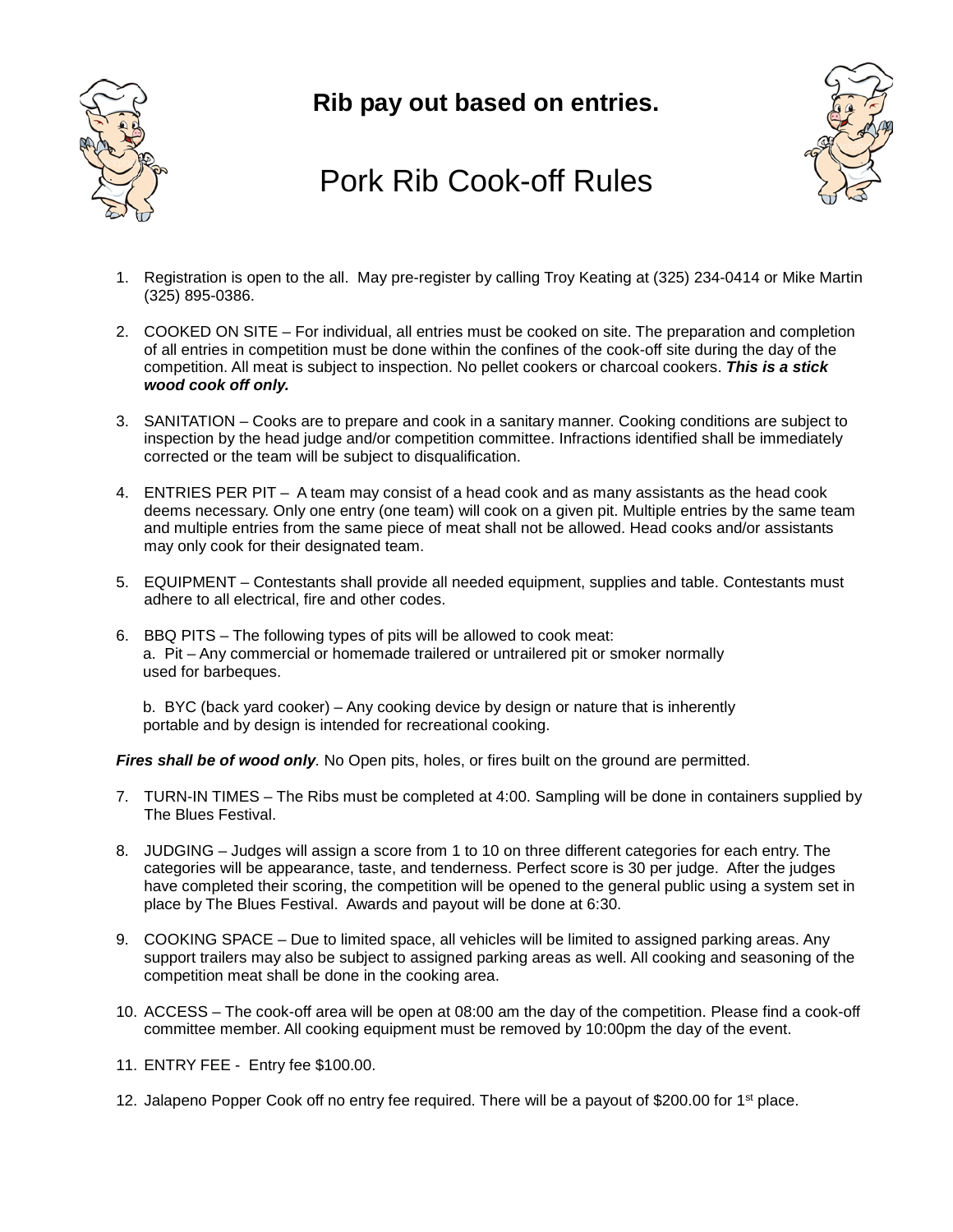**Rib pay out based on entries.**

# Pork Rib Cook-off Rules

1. Registration is open to the all. May pre-register by calling Troy Keating at (325) 234-0414 or Mike Martin (325) 895-0386.

2. COOKED ON SITE – For individual, all entries must be cooked on site. The preparation and completion of all entries in competition must be done within the confines of the cook-off site during the day of the competition. All meat is subject to inspection. No pellet cookers or charcoal cookers. ***This is a stick wood cook off only.***

3. SANITATION – Cooks are to prepare and cook in a sanitary manner. Cooking conditions are subject to inspection by the head judge and/or competition committee. Infractions identified shall be immediately corrected or the team will be subject to disqualification.

4. ENTRIES PER PIT – A team may consist of a head cook and as many assistants as the head cook deems necessary. Only one entry (one team) will cook on a given pit. Multiple entries by the same team and multiple entries from the same piece of meat shall not be allowed. Head cooks and/or assistants may only cook for their designated team.

5. EQUIPMENT – Contestants shall provide all needed equipment, supplies and table. Contestants must adhere to all electrical, fire and other codes.

6. BBQ PITS – The following types of pits will be allowed to cook meat:
   a. Pit – Any commercial or homemade trailered or untrailered pit or smoker normally used for barbeques.

   b. BYC (back yard cooker) – Any cooking device by design or nature that is inherently portable and by design is intended for recreational cooking.

***Fires shall be of wood only***. No Open pits, holes, or fires built on the ground are permitted.

7. TURN-IN TIMES – The Ribs must be completed at 4:00. Sampling will be done in containers supplied by The Blues Festival.

8. JUDGING – Judges will assign a score from 1 to 10 on three different categories for each entry. The categories will be appearance, taste, and tenderness. Perfect score is 30 per judge. After the judges have completed their scoring, the competition will be opened to the general public using a system set in place by The Blues Festival. Awards and payout will be done at 6:30.

9. COOKING SPACE – Due to limited space, all vehicles will be limited to assigned parking areas. Any support trailers may also be subject to assigned parking areas as well. All cooking and seasoning of the competition meat shall be done in the cooking area.

10. ACCESS – The cook-off area will be open at 08:00 am the day of the competition. Please find a cook-off committee member. All cooking equipment must be removed by 10:00pm the day of the event.

11. ENTRY FEE - Entry fee $100.00.

12. Jalapeno Popper Cook off no entry fee required. There will be a payout of $200.00 for 1st place.